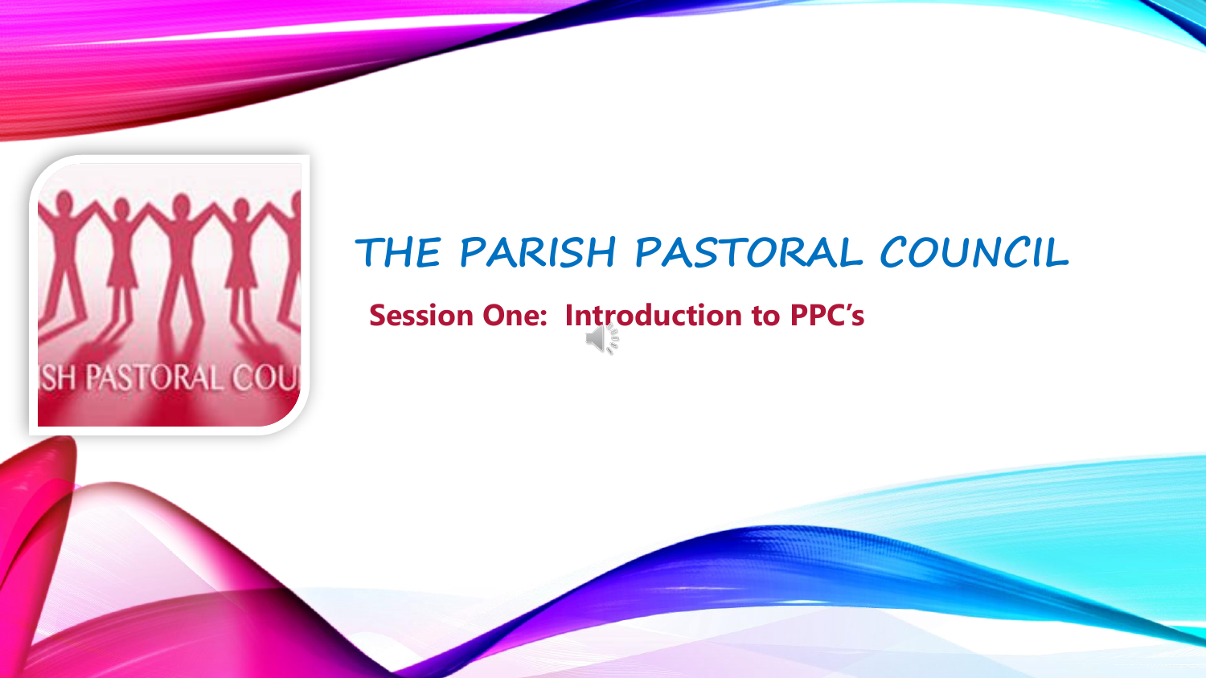# THE PARISH PASTORAL COUNCIL

## Session One: Introduction to PPC's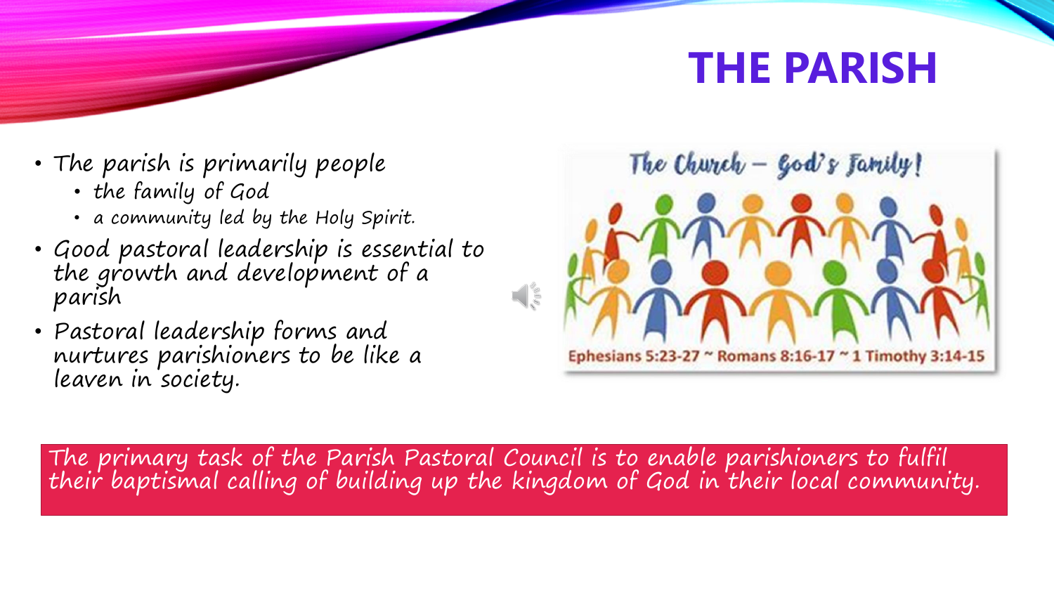# THE PARISH

- The parish is primarily people
  - the family of God
  - a community led by the Holy Spirit.
- Good pastoral leadership is essential to the growth and development of a parish
- Pastoral leadership forms and nurtures parishioners to be like a leaven in society.

The Church – God's Family!

Ephesians 5:23-27 ~ Romans 8:16-17 ~ 1 Timothy 3:14-15

The primary task of the Parish Pastoral Council is to enable parishioners to fulfil their baptismal calling of building up the kingdom of God in their local community.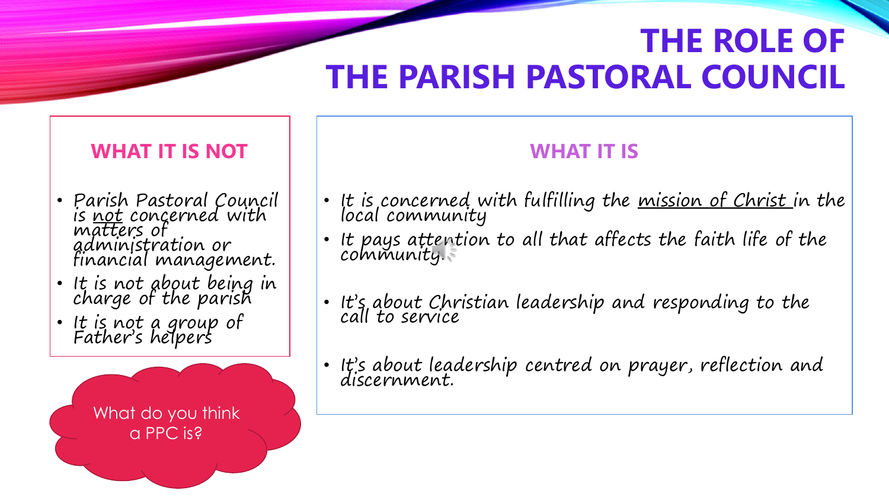# THE ROLE OF THE PARISH PASTORAL COUNCIL

## WHAT IT IS NOT

- Parish Pastoral Council is not concerned with matters of administration or financial management.
- It is not about being in charge of the parish
- It is not a group of Father's helpers

What do you think a PPC is?

## WHAT IT IS

- It is concerned with fulfilling the mission of Christ in the local community
- It pays attention to all that affects the faith life of the community
- It's about Christian leadership and responding to the call to service
- It's about leadership centred on prayer, reflection and discernment.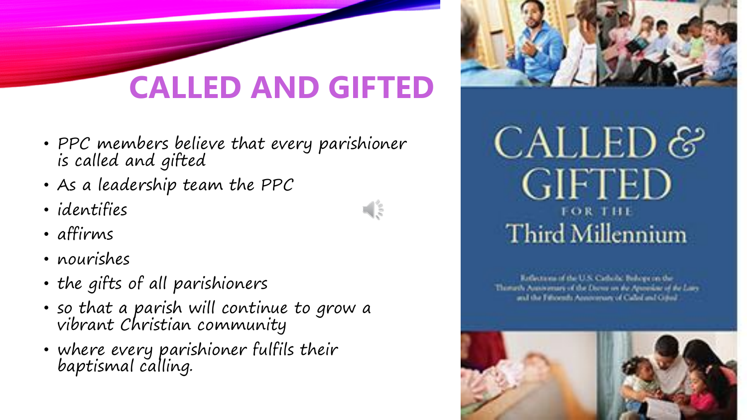# CALLED AND GIFTED

- PPC members believe that every parishioner is called and gifted
- As a leadership team the PPC
- identifies
- affirms
- nourishes
- the gifts of all parishioners
- so that a parish will continue to grow a vibrant Christian community
- where every parishioner fulfils their baptismal calling.

CALLED & GIFTED FOR THE Third Millennium

Reflections of the U.S. Catholic Bishops on the Thirtieth Anniversary of the Decree on the Apostolate of the Laity and the Fifteenth Anniversary of Called and Gifted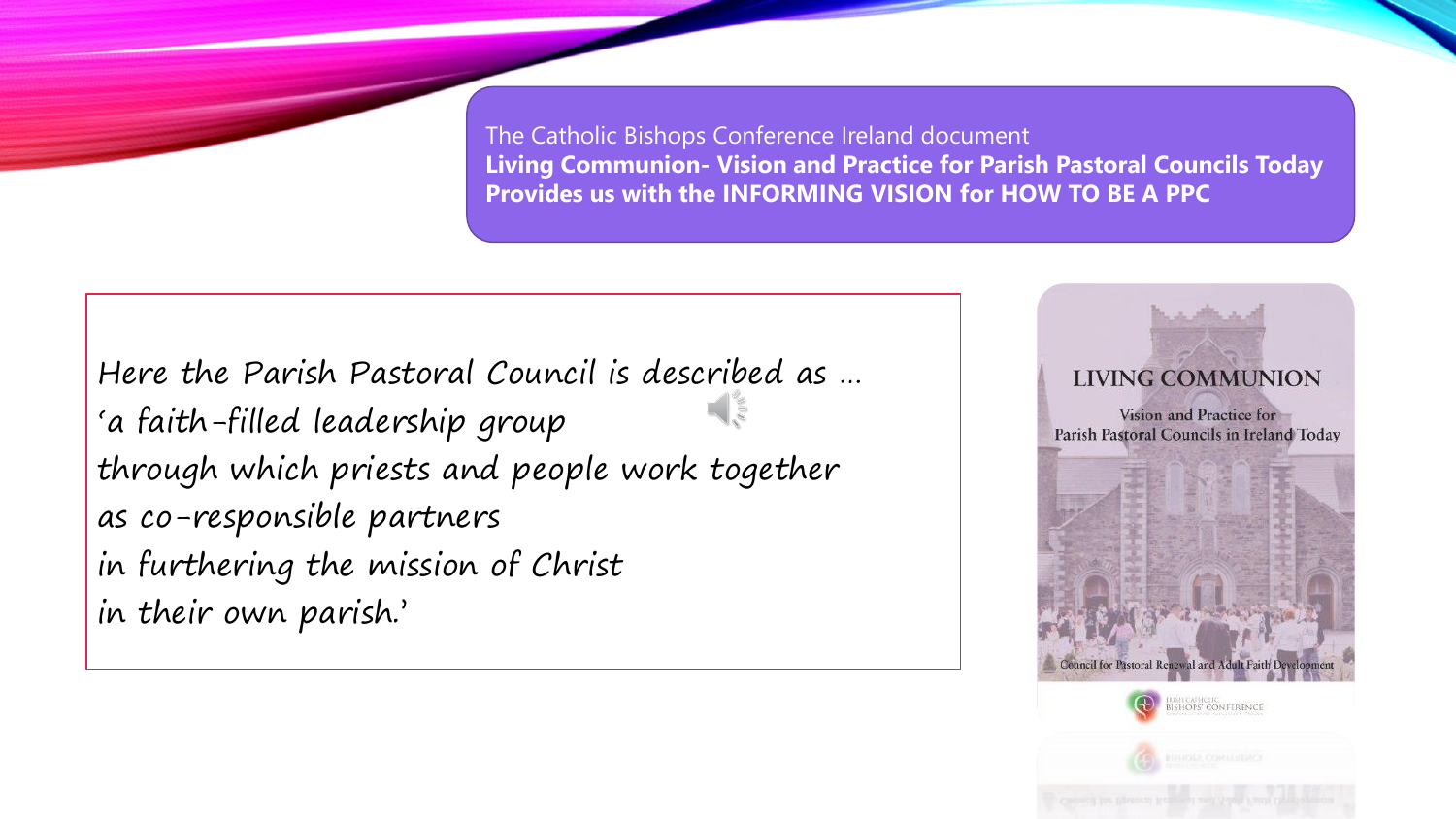The Catholic Bishops Conference Ireland document
**Living Communion- Vision and Practice for Parish Pastoral Councils Today**
**Provides us with the INFORMING VISION for HOW TO BE A PPC**

*Here the Parish Pastoral Council is described as …*
*'a faith-filled leadership group*
*through which priests and people work together*
*as co-responsible partners*
*in furthering the mission of Christ*
*in their own parish.'*

LIVING COMMUNION

Vision and Practice for Parish Pastoral Councils in Ireland Today

Council for Pastoral Renewal and Adult Faith Development

IRISH CATHOLIC BISHOPS' CONFERENCE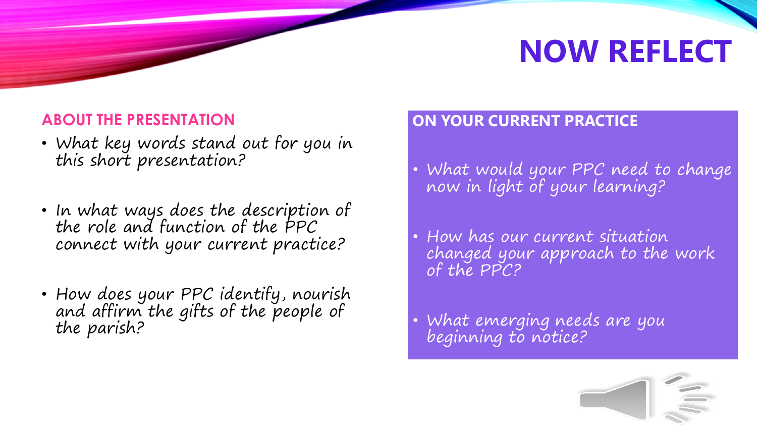# NOW REFLECT

## ABOUT THE PRESENTATION

- What key words stand out for you in this short presentation?
- In what ways does the description of the role and function of the PPC connect with your current practice?
- How does your PPC identify, nourish and affirm the gifts of the people of the parish?

## ON YOUR CURRENT PRACTICE

- What would your PPC need to change now in light of your learning?
- How has our current situation changed your approach to the work of the PPC?
- What emerging needs are you beginning to notice?